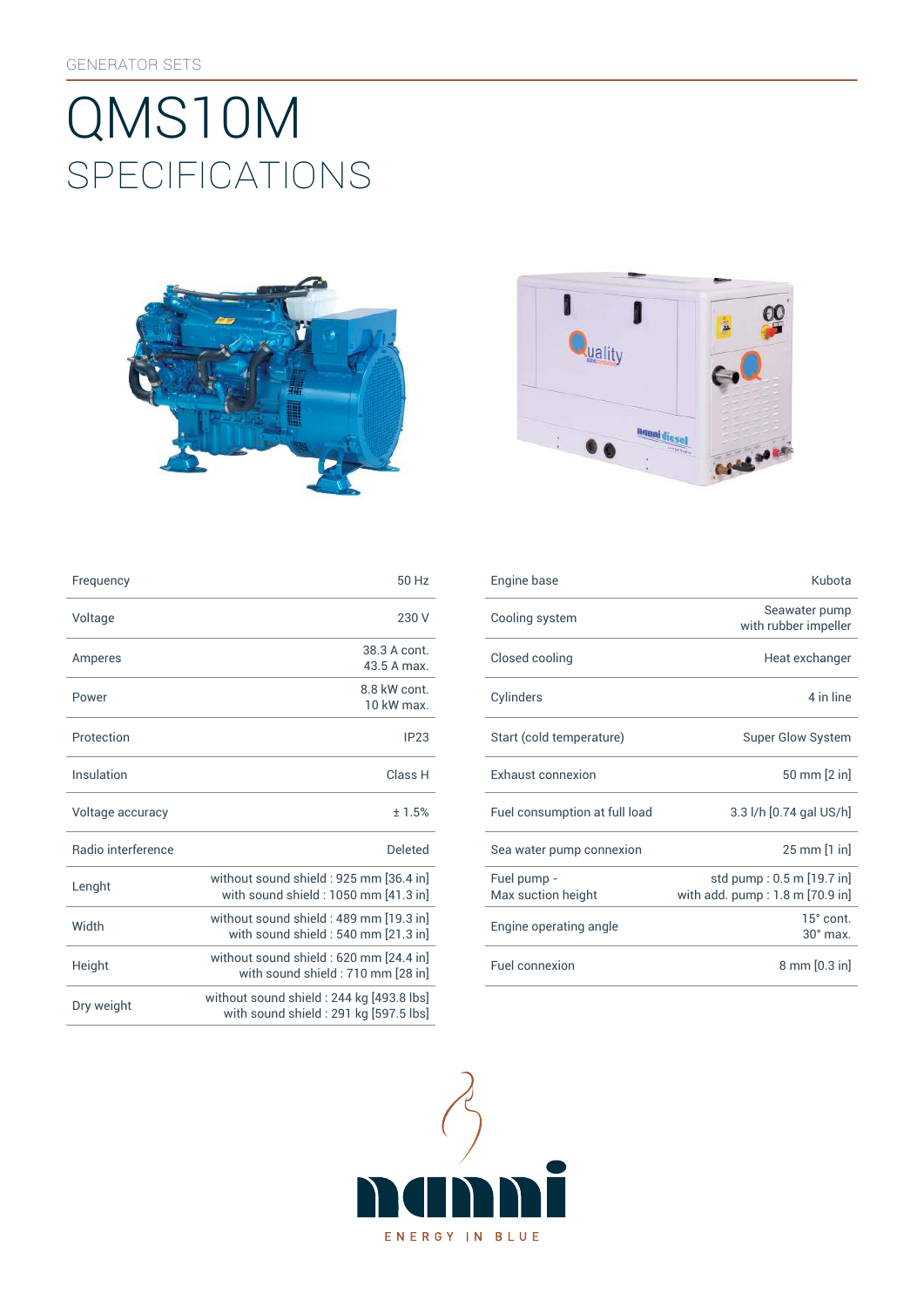GENERATOR SETS

# QMS10M
## SPECIFICATIONS

| | |
|---|---|
| Frequency | 50 Hz |
| Voltage | 230 V |
| Amperes | 38.3 A cont.<br>43.5 A max. |
| Power | 8.8 kW cont.<br>10 kW max. |
| Protection | IP23 |
| Insulation | Class H |
| Voltage accuracy | ± 1.5% |
| Radio interference | Deleted |
| Lenght | without sound shield : 925 mm [36.4 in]<br>with sound shield : 1050 mm [41.3 in] |
| Width | without sound shield : 489 mm [19.3 in]<br>with sound shield : 540 mm [21.3 in] |
| Height | without sound shield : 620 mm [24.4 in]<br>with sound shield : 710 mm [28 in] |
| Dry weight | without sound shield : 244 kg [493.8 lbs]<br>with sound shield : 291 kg [597.5 lbs] |

| | |
|---|---|
| Engine base | Kubota |
| Cooling system | Seawater pump<br>with rubber impeller |
| Closed cooling | Heat exchanger |
| Cylinders | 4 in line |
| Start (cold temperature) | Super Glow System |
| Exhaust connexion | 50 mm [2 in] |
| Fuel consumption at full load | 3.3 l/h [0.74 gal US/h] |
| Sea water pump connexion | 25 mm [1 in] |
| Fuel pump -<br>Max suction height | std pump : 0.5 m [19.7 in]<br>with add. pump : 1.8 m [70.9 in] |
| Engine operating angle | 15° cont.<br>30° max. |
| Fuel connexion | 8 mm [0.3 in] |

nanni

ENERGY IN BLUE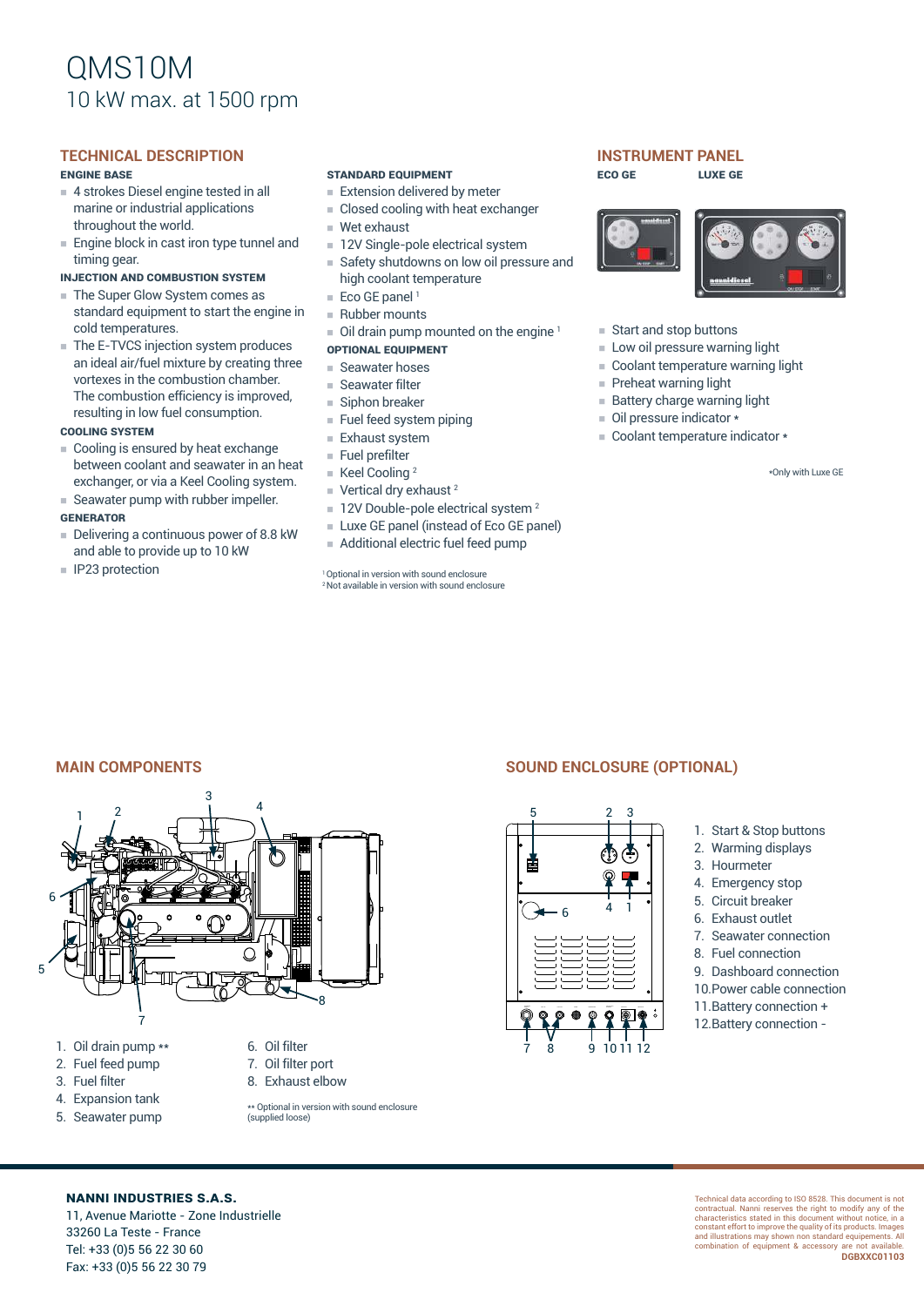# QMS10M

10 kW max. at 1500 rpm

## TECHNICAL DESCRIPTION

### ENGINE BASE

- 4 strokes Diesel engine tested in all marine or industrial applications throughout the world.
- Engine block in cast iron type tunnel and timing gear.

### INJECTION AND COMBUSTION SYSTEM

- The Super Glow System comes as standard equipment to start the engine in cold temperatures.
- The E-TVCS injection system produces an ideal air/fuel mixture by creating three vortexes in the combustion chamber. The combustion efficiency is improved, resulting in low fuel consumption.

### COOLING SYSTEM

- Cooling is ensured by heat exchange between coolant and seawater in an heat exchanger, or via a Keel Cooling system.
- Seawater pump with rubber impeller.

### GENERATOR

- Delivering a continuous power of 8.8 kW and able to provide up to 10 kW
- IP23 protection

### STANDARD EQUIPMENT

- Extension delivered by meter
- Closed cooling with heat exchanger
- Wet exhaust
- 12V Single-pole electrical system
- Safety shutdowns on low oil pressure and high coolant temperature
- Eco GE panel [1]
- Rubber mounts
- Oil drain pump mounted on the engine [1]

### OPTIONAL EQUIPMENT

- Seawater hoses
- Seawater filter
- Siphon breaker
- Fuel feed system piping
- Exhaust system
- Fuel prefilter
- Keel Cooling [2]
- Vertical dry exhaust [2]
- 12V Double-pole electrical system [2]
- Luxe GE panel (instead of Eco GE panel)
- Additional electric fuel feed pump

[1] Optional in version with sound enclosure
[2] Not available in version with sound enclosure

## INSTRUMENT PANEL

ECO GE LUXE GE

- Start and stop buttons
- Low oil pressure warning light
- Coolant temperature warning light
- Preheat warning light
- Battery charge warning light
- Oil pressure indicator *
- Coolant temperature indicator *

*Only with Luxe GE

## MAIN COMPONENTS

1. Oil drain pump **
2. Fuel feed pump
3. Fuel filter
4. Expansion tank
5. Seawater pump
6. Oil filter
7. Oil filter port
8. Exhaust elbow

** Optional in version with sound enclosure (supplied loose)

## SOUND ENCLOSURE (OPTIONAL)

1. Start & Stop buttons
2. Warming displays
3. Hourmeter
4. Emergency stop
5. Circuit breaker
6. Exhaust outlet
7. Seawater connection
8. Fuel connection
9. Dashboard connection
10. Power cable connection
11. Battery connection +
12. Battery connection -

**NANNI INDUSTRIES S.A.S.**
11, Avenue Mariotte - Zone Industrielle
33260 La Teste - France
Tel: +33 (0)5 56 22 30 60
Fax: +33 (0)5 56 22 30 79

Technical data according to ISO 8528. This document is not contractual. Nanni reserves the right to modify any of the characteristics stated in this document without notice, in a constant effort to improve the quality of its products. Images and illustrations may shown non standard equipements. All combination of equipment & accessory are not available.
**DGBXXC01103**